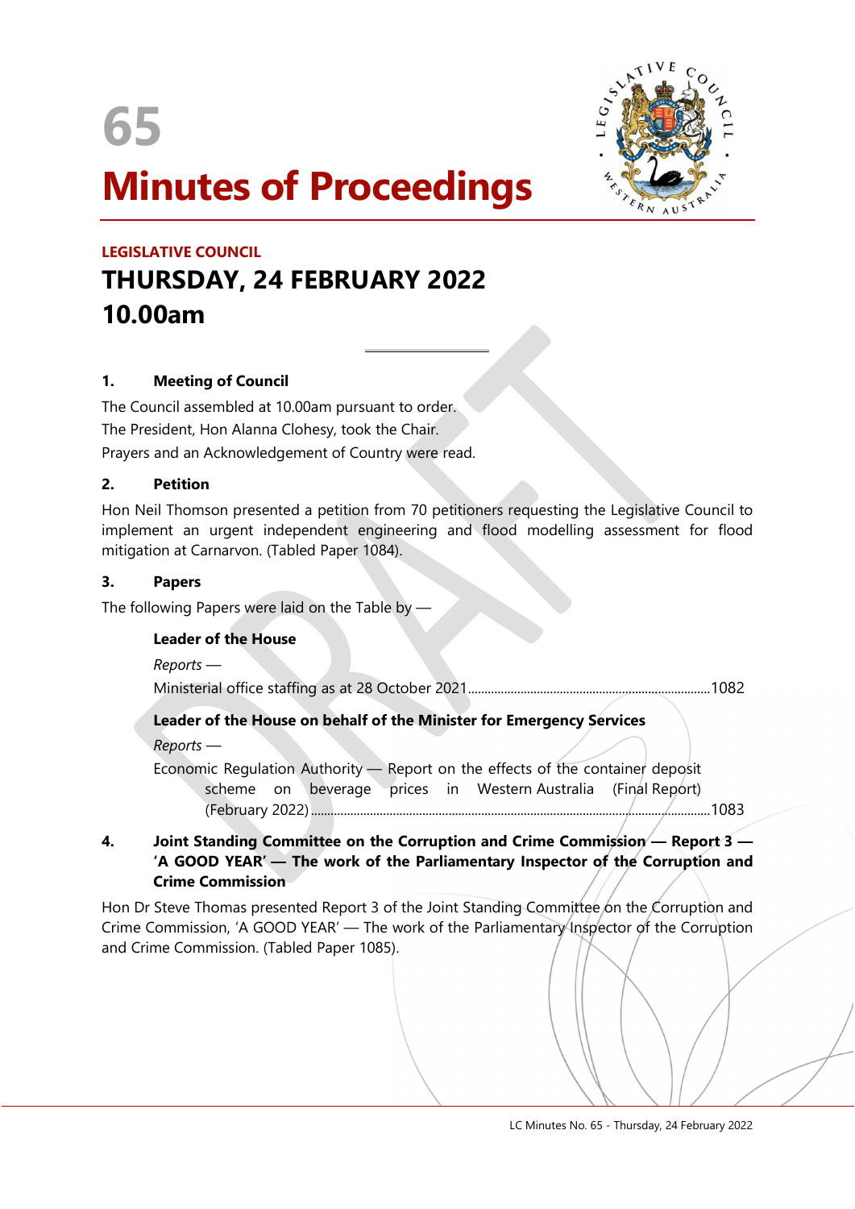# 65

# Minutes of Proceedings

**LEGISLATIVE COUNCIL**

## THURSDAY, 24 FEBRUARY 2022

## 10.00am

### 1. Meeting of Council

The Council assembled at 10.00am pursuant to order.

The President, Hon Alanna Clohesy, took the Chair.

Prayers and an Acknowledgement of Country were read.

### 2. Petition

Hon Neil Thomson presented a petition from 70 petitioners requesting the Legislative Council to implement an urgent independent engineering and flood modelling assessment for flood mitigation at Carnarvon. (Tabled Paper 1084).

### 3. Papers

The following Papers were laid on the Table by —

**Leader of the House**

*Reports* —

Ministerial office staffing as at 28 October 2021 ........................................ 1082

**Leader of the House on behalf of the Minister for Emergency Services**

*Reports* —

Economic Regulation Authority — Report on the effects of the container deposit scheme on beverage prices in Western Australia (Final Report) (February 2022) ........................................ 1083

### 4. Joint Standing Committee on the Corruption and Crime Commission — Report 3 — 'A GOOD YEAR' — The work of the Parliamentary Inspector of the Corruption and Crime Commission

Hon Dr Steve Thomas presented Report 3 of the Joint Standing Committee on the Corruption and Crime Commission, 'A GOOD YEAR' — The work of the Parliamentary Inspector of the Corruption and Crime Commission. (Tabled Paper 1085).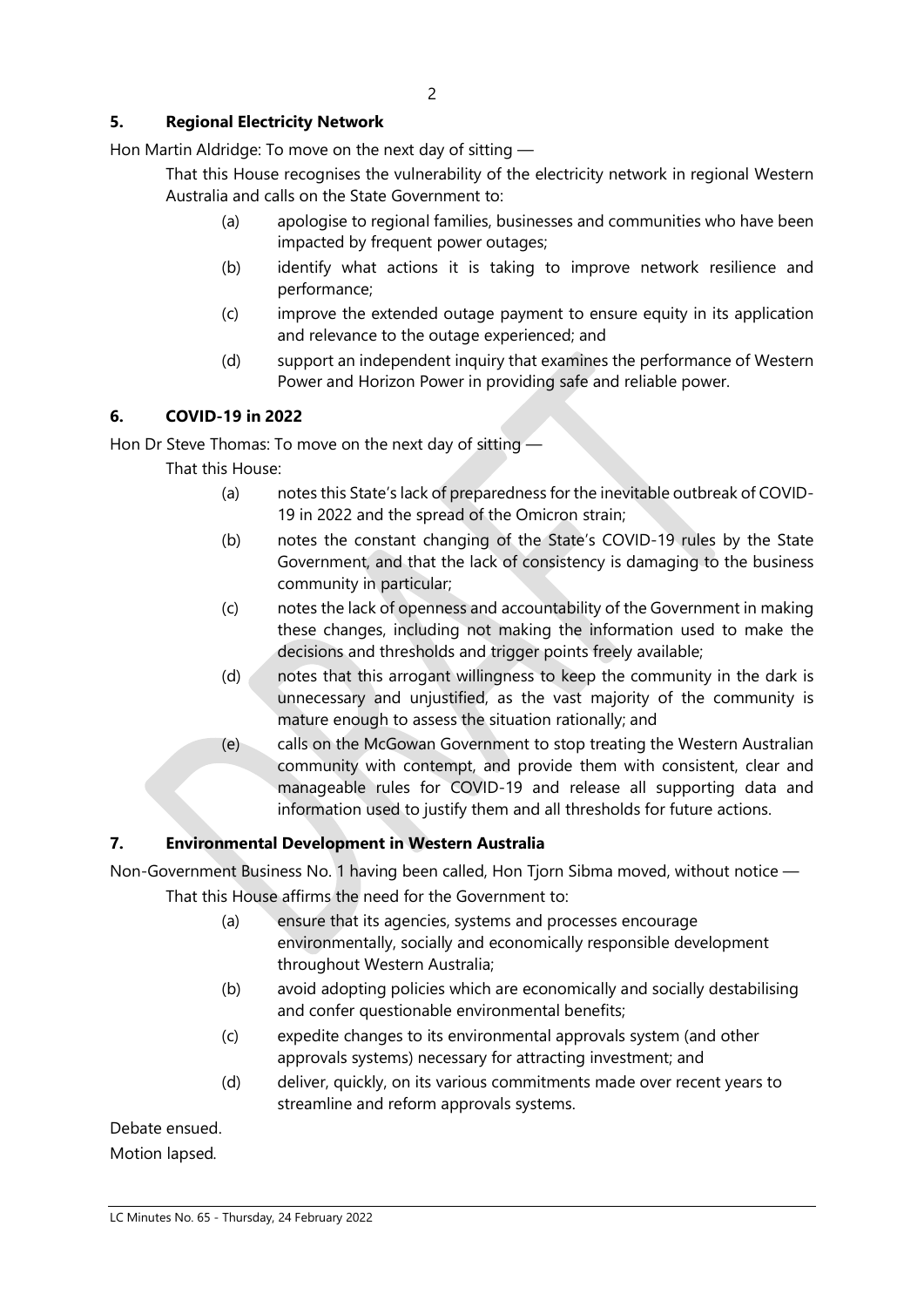### 5. Regional Electricity Network

Hon Martin Aldridge: To move on the next day of sitting —

That this House recognises the vulnerability of the electricity network in regional Western Australia and calls on the State Government to:

(a) apologise to regional families, businesses and communities who have been impacted by frequent power outages;

(b) identify what actions it is taking to improve network resilience and performance;

(c) improve the extended outage payment to ensure equity in its application and relevance to the outage experienced; and

(d) support an independent inquiry that examines the performance of Western Power and Horizon Power in providing safe and reliable power.

### 6. COVID-19 in 2022

Hon Dr Steve Thomas: To move on the next day of sitting —

That this House:

(a) notes this State's lack of preparedness for the inevitable outbreak of COVID-19 in 2022 and the spread of the Omicron strain;

(b) notes the constant changing of the State's COVID-19 rules by the State Government, and that the lack of consistency is damaging to the business community in particular;

(c) notes the lack of openness and accountability of the Government in making these changes, including not making the information used to make the decisions and thresholds and trigger points freely available;

(d) notes that this arrogant willingness to keep the community in the dark is unnecessary and unjustified, as the vast majority of the community is mature enough to assess the situation rationally; and

(e) calls on the McGowan Government to stop treating the Western Australian community with contempt, and provide them with consistent, clear and manageable rules for COVID-19 and release all supporting data and information used to justify them and all thresholds for future actions.

### 7. Environmental Development in Western Australia

Non-Government Business No. 1 having been called, Hon Tjorn Sibma moved, without notice —

That this House affirms the need for the Government to:

(a) ensure that its agencies, systems and processes encourage environmentally, socially and economically responsible development throughout Western Australia;

(b) avoid adopting policies which are economically and socially destabilising and confer questionable environmental benefits;

(c) expedite changes to its environmental approvals system (and other approvals systems) necessary for attracting investment; and

(d) deliver, quickly, on its various commitments made over recent years to streamline and reform approvals systems.

Debate ensued.

Motion lapsed.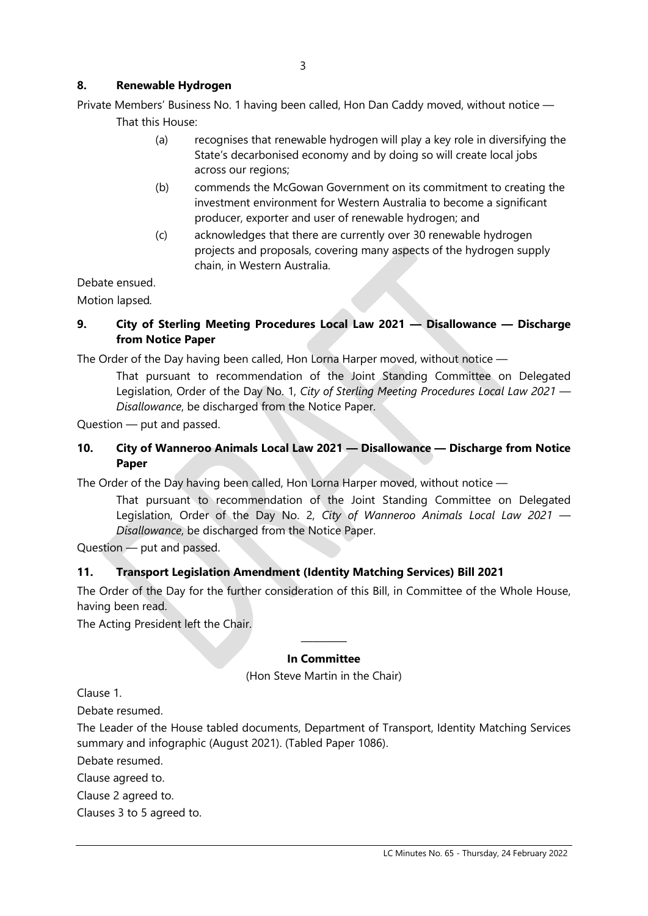## 8. Renewable Hydrogen

Private Members' Business No. 1 having been called, Hon Dan Caddy moved, without notice —

That this House:

- (a) recognises that renewable hydrogen will play a key role in diversifying the State's decarbonised economy and by doing so will create local jobs across our regions;
- (b) commends the McGowan Government on its commitment to creating the investment environment for Western Australia to become a significant producer, exporter and user of renewable hydrogen; and
- (c) acknowledges that there are currently over 30 renewable hydrogen projects and proposals, covering many aspects of the hydrogen supply chain, in Western Australia.

Debate ensued.

Motion lapsed.

## 9. City of Sterling Meeting Procedures Local Law 2021 — Disallowance — Discharge from Notice Paper

The Order of the Day having been called, Hon Lorna Harper moved, without notice —

That pursuant to recommendation of the Joint Standing Committee on Delegated Legislation, Order of the Day No. 1, *City of Sterling Meeting Procedures Local Law 2021 — Disallowance*, be discharged from the Notice Paper.

Question — put and passed.

## 10. City of Wanneroo Animals Local Law 2021 — Disallowance — Discharge from Notice Paper

The Order of the Day having been called, Hon Lorna Harper moved, without notice —

That pursuant to recommendation of the Joint Standing Committee on Delegated Legislation, Order of the Day No. 2, *City of Wanneroo Animals Local Law 2021 — Disallowance*, be discharged from the Notice Paper.

Question — put and passed.

## 11. Transport Legislation Amendment (Identity Matching Services) Bill 2021

The Order of the Day for the further consideration of this Bill, in Committee of the Whole House, having been read.

The Acting President left the Chair.

---

**In Committee**

(Hon Steve Martin in the Chair)

Clause 1.

Debate resumed.

The Leader of the House tabled documents, Department of Transport, Identity Matching Services summary and infographic (August 2021). (Tabled Paper 1086).

Debate resumed.

Clause agreed to.

Clause 2 agreed to.

Clauses 3 to 5 agreed to.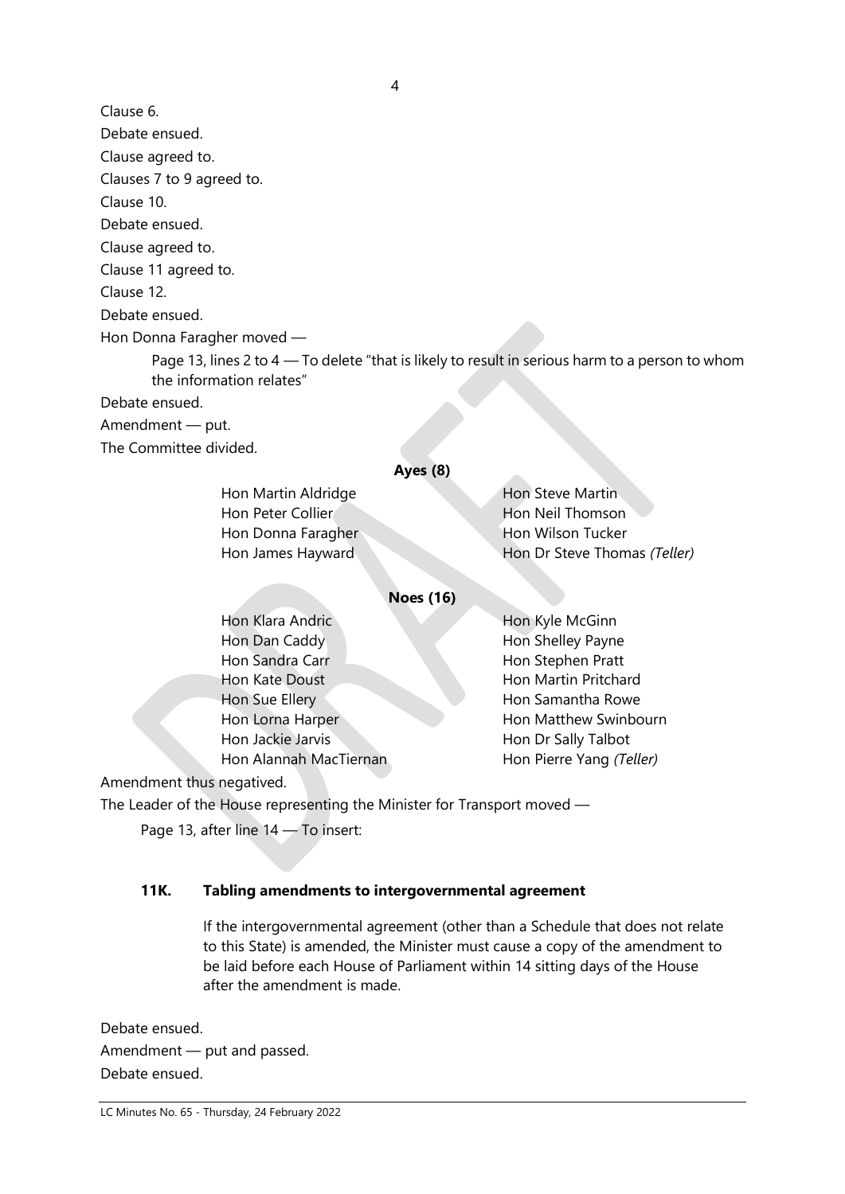Clause 6.

Debate ensued.

Clause agreed to.

Clauses 7 to 9 agreed to.

Clause 10.

Debate ensued.

Clause agreed to.

Clause 11 agreed to.

Clause 12.

Debate ensued.

Hon Donna Faragher moved —

> Page 13, lines 2 to 4 — To delete "that is likely to result in serious harm to a person to whom the information relates"

Debate ensued.

Amendment — put.

The Committee divided.

**Ayes (8)**

| | |
|---|---|
| Hon Martin Aldridge | Hon Steve Martin |
| Hon Peter Collier | Hon Neil Thomson |
| Hon Donna Faragher | Hon Wilson Tucker |
| Hon James Hayward | Hon Dr Steve Thomas *(Teller)* |

**Noes (16)**

| | |
|---|---|
| Hon Klara Andric | Hon Kyle McGinn |
| Hon Dan Caddy | Hon Shelley Payne |
| Hon Sandra Carr | Hon Stephen Pratt |
| Hon Kate Doust | Hon Martin Pritchard |
| Hon Sue Ellery | Hon Samantha Rowe |
| Hon Lorna Harper | Hon Matthew Swinbourn |
| Hon Jackie Jarvis | Hon Dr Sally Talbot |
| Hon Alannah MacTiernan | Hon Pierre Yang *(Teller)* |

Amendment thus negatived.

The Leader of the House representing the Minister for Transport moved —

> Page 13, after line 14 — To insert:
>
> **11K. Tabling amendments to intergovernmental agreement**
>
> If the intergovernmental agreement (other than a Schedule that does not relate to this State) is amended, the Minister must cause a copy of the amendment to be laid before each House of Parliament within 14 sitting days of the House after the amendment is made.

Debate ensued.

Amendment — put and passed.

Debate ensued.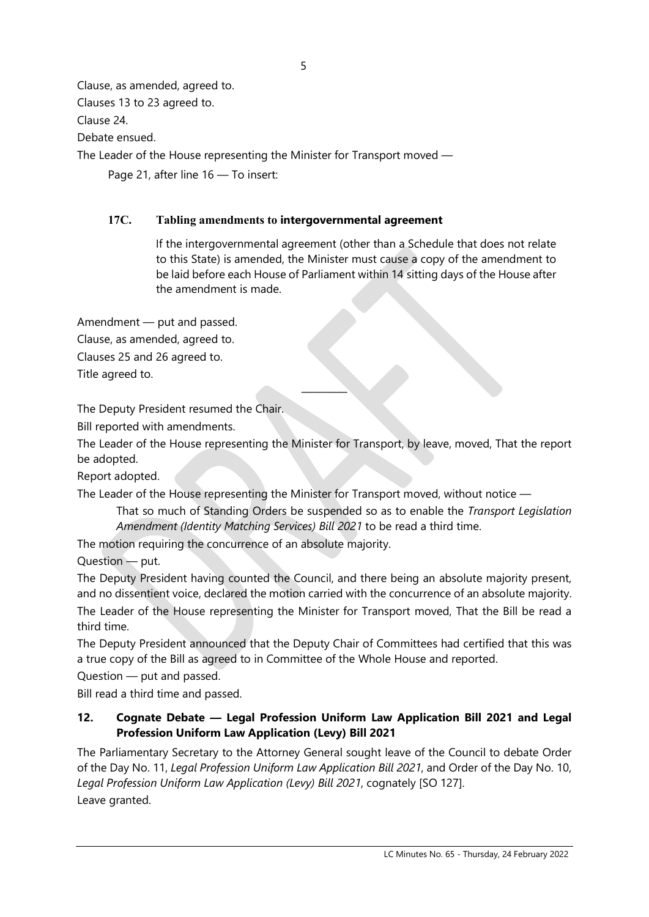Clause, as amended, agreed to.

Clauses 13 to 23 agreed to.

Clause 24.

Debate ensued.

The Leader of the House representing the Minister for Transport moved —

> Page 21, after line 16 — To insert:
>
> **17C. Tabling amendments to intergovernmental agreement**
>
> If the intergovernmental agreement (other than a Schedule that does not relate to this State) is amended, the Minister must cause a copy of the amendment to be laid before each House of Parliament within 14 sitting days of the House after the amendment is made.

Amendment — put and passed.

Clause, as amended, agreed to.

Clauses 25 and 26 agreed to.

Title agreed to.

---

The Deputy President resumed the Chair.

Bill reported with amendments.

The Leader of the House representing the Minister for Transport, by leave, moved, That the report be adopted.

Report adopted.

The Leader of the House representing the Minister for Transport moved, without notice —

> That so much of Standing Orders be suspended so as to enable the *Transport Legislation Amendment (Identity Matching Services) Bill 2021* to be read a third time.

The motion requiring the concurrence of an absolute majority.

Question — put.

The Deputy President having counted the Council, and there being an absolute majority present, and no dissentient voice, declared the motion carried with the concurrence of an absolute majority.

The Leader of the House representing the Minister for Transport moved, That the Bill be read a third time.

The Deputy President announced that the Deputy Chair of Committees had certified that this was a true copy of the Bill as agreed to in Committee of the Whole House and reported.

Question — put and passed.

Bill read a third time and passed.

## 12. Cognate Debate — Legal Profession Uniform Law Application Bill 2021 and Legal Profession Uniform Law Application (Levy) Bill 2021

The Parliamentary Secretary to the Attorney General sought leave of the Council to debate Order of the Day No. 11, *Legal Profession Uniform Law Application Bill 2021*, and Order of the Day No. 10, *Legal Profession Uniform Law Application (Levy) Bill 2021*, cognately [SO 127].

Leave granted.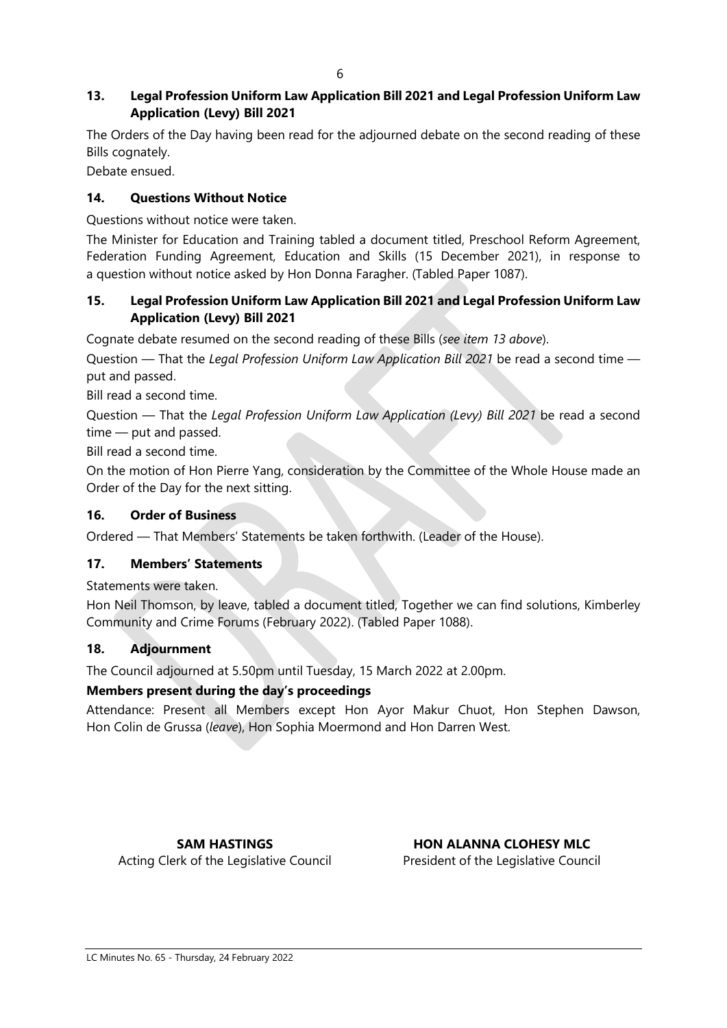### 13. Legal Profession Uniform Law Application Bill 2021 and Legal Profession Uniform Law Application (Levy) Bill 2021

The Orders of the Day having been read for the adjourned debate on the second reading of these Bills cognately.

Debate ensued.

### 14. Questions Without Notice

Questions without notice were taken.

The Minister for Education and Training tabled a document titled, Preschool Reform Agreement, Federation Funding Agreement, Education and Skills (15 December 2021), in response to a question without notice asked by Hon Donna Faragher. (Tabled Paper 1087).

### 15. Legal Profession Uniform Law Application Bill 2021 and Legal Profession Uniform Law Application (Levy) Bill 2021

Cognate debate resumed on the second reading of these Bills (*see item 13 above*).

Question — That the *Legal Profession Uniform Law Application Bill 2021* be read a second time — put and passed.

Bill read a second time.

Question — That the *Legal Profession Uniform Law Application (Levy) Bill 2021* be read a second time — put and passed.

Bill read a second time.

On the motion of Hon Pierre Yang, consideration by the Committee of the Whole House made an Order of the Day for the next sitting.

### 16. Order of Business

Ordered — That Members' Statements be taken forthwith. (Leader of the House).

### 17. Members' Statements

Statements were taken.

Hon Neil Thomson, by leave, tabled a document titled, Together we can find solutions, Kimberley Community and Crime Forums (February 2022). (Tabled Paper 1088).

### 18. Adjournment

The Council adjourned at 5.50pm until Tuesday, 15 March 2022 at 2.00pm.

**Members present during the day's proceedings**

Attendance: Present all Members except Hon Ayor Makur Chuot, Hon Stephen Dawson, Hon Colin de Grussa (*leave*), Hon Sophia Moermond and Hon Darren West.

**SAM HASTINGS**
Acting Clerk of the Legislative Council

**HON ALANNA CLOHESY MLC**
President of the Legislative Council